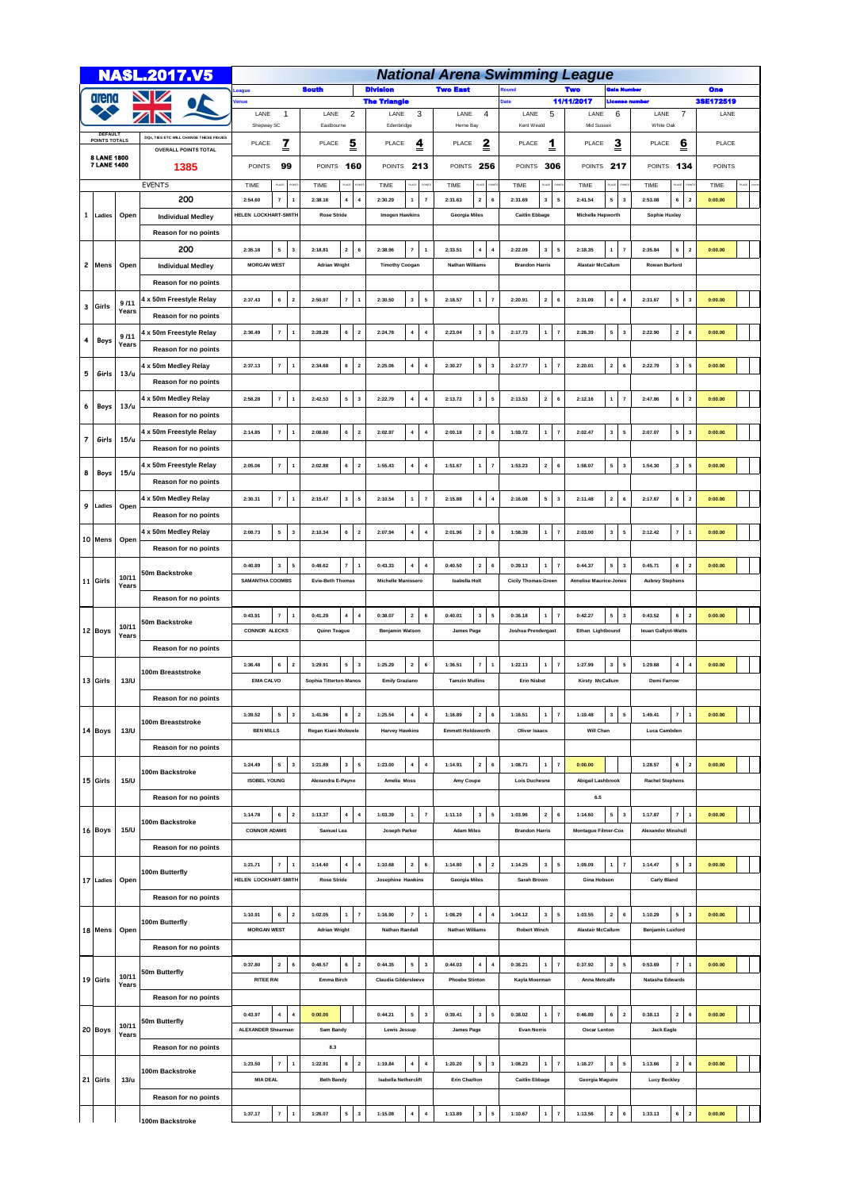# NASL.2017.V5

## National Arena Swimming League

| League | South | Division | The Triangle | Two East | Round | Two | Gala Number | One |
|---|---|---|---|---|---|---|---|---|
| Venue | | | | | Date | 11/11/2017 | License number | 3SE172519 |

DEFAULT POINTS TOTALS: 8 LANE 1800, 7 LANE 1400

DQL, TIES ETC WILL CHANGE THESE FIGUES

OVERALL POINTS TOTAL: 1385

| | LANE 1 | LANE 2 | LANE 3 | LANE 4 | LANE 5 | LANE 6 | LANE 7 | LANE |
|---|---|---|---|---|---|---|---|---|
| Club | Shepway SC | Eastbourne | Edenbridge | Herne Bay | Kent Weald | Mid Sussex | White Oak | |
| PLACE | 7 | 5 | 4 | 2 | 1 | 3 | 6 | |
| POINTS | 99 | 160 | 213 | 256 | 306 | 217 | 134 | |

| # | Group | Age | EVENTS | L1 Time | Pl | Pts | L2 Time | Pl | Pts | L3 Time | Pl | Pts | L4 Time | Pl | Pts | L5 Time | Pl | Pts | L6 Time | Pl | Pts | L7 Time | Pl | Pts | L8 Time | Pl | Pts |
|---|---|---|---|---|---|---|---|---|---|---|---|---|---|---|---|---|---|---|---|---|---|---|---|---|---|---|---|
| 1 | Ladies | Open | 200 Individual Medley | 2:54.60 | 7 | 1 | 2:38.16 | 4 | 4 | 2:30.29 | 1 | 7 | 2:31.63 | 2 | 6 | 2:31.69 | 3 | 5 | 2:41.54 | 5 | 3 | 2:53.08 | 6 | 2 | 0:00.00 | | |
| | | | | HELEN LOCKHART-SMITH | | | Rose Stride | | | Imogen Hawkins | | | Georgia Miles | | | Caitlin Ebbage | | | Michelle Hepworth | | | Sophie Huxley | | | | | |
| | | | Reason for no points | | | | | | | | | | | | | | | | | | | | | | | | |
| 2 | Mens | Open | 200 Individual Medley | 2:35.18 | 5 | 3 | 2:18.81 | 2 | 6 | 2:38.96 | 7 | 1 | 2:33.51 | 4 | 4 | 2:22.09 | 3 | 5 | 2:18.35 | 1 | 7 | 2:35.84 | 6 | 2 | 0:00.00 | | |
| | | | | MORGAN WEST | | | Adrian Wright | | | Timothy Coogan | | | Nathan Williams | | | Brandon Harris | | | Alastair McCallum | | | Rowan Burford | | | | | |
| | | | Reason for no points | | | | | | | | | | | | | | | | | | | | | | | | |
| 3 | Girls | 9/11 Years | 4 x 50m Freestyle Relay | 2:37.43 | 6 | 2 | 2:50.97 | 7 | 1 | 2:30.50 | 3 | 5 | 2:18.57 | 1 | 7 | 2:20.91 | 2 | 6 | 2:31.09 | 4 | 4 | 2:31.67 | 5 | 3 | 0:00.00 | | |
| | | | Reason for no points | | | | | | | | | | | | | | | | | | | | | | | | |
| 4 | Boys | 9/11 Years | 4 x 50m Freestyle Relay | 2:36.49 | 7 | 1 | 2:28.28 | 6 | 2 | 2:24.78 | 4 | 4 | 2:23.04 | 3 | 5 | 2:17.73 | 1 | 7 | 2:26.39 | 5 | 3 | 2:22.90 | 2 | 6 | 0:00.00 | | |
| | | | Reason for no points | | | | | | | | | | | | | | | | | | | | | | | | |
| 5 | Girls | 13/u | 4 x 50m Medley Relay | 2:37.13 | 7 | 1 | 2:34.68 | 6 | 2 | 2:25.06 | 4 | 4 | 2:30.27 | 5 | 3 | 2:17.77 | 1 | 7 | 2:20.01 | 2 | 6 | 2:22.79 | 3 | 5 | 0:00.00 | | |
| | | | Reason for no points | | | | | | | | | | | | | | | | | | | | | | | | |
| 6 | Boys | 13/u | 4 x 50m Medley Relay | 2:58.28 | 7 | 1 | 2:42.53 | 5 | 3 | 2:22.79 | 4 | 4 | 2:13.72 | 3 | 5 | 2:13.53 | 2 | 6 | 2:12.16 | 1 | 7 | 2:47.86 | 6 | 2 | 0:00.00 | | |
| | | | Reason for no points | | | | | | | | | | | | | | | | | | | | | | | | |
| 7 | Girls | 15/u | 4 x 50m Freestyle Relay | 2:14.85 | 7 | 1 | 2:08.60 | 6 | 2 | 2:02.97 | 4 | 4 | 2:00.18 | 2 | 6 | 1:59.72 | 1 | 7 | 2:02.47 | 3 | 5 | 2:07.07 | 5 | 3 | 0:00.00 | | |
| | | | Reason for no points | | | | | | | | | | | | | | | | | | | | | | | | |
| 8 | Boys | 15/u | 4 x 50m Freestyle Relay | 2:05.06 | 7 | 1 | 2:02.88 | 6 | 2 | 1:55.43 | 4 | 4 | 1:51.67 | 1 | 7 | 1:53.23 | 2 | 6 | 1:58.07 | 5 | 3 | 1:54.30 | 3 | 5 | 0:00.00 | | |
| | | | Reason for no points | | | | | | | | | | | | | | | | | | | | | | | | |
| 9 | Ladies | Open | 4 x 50m Medley Relay | 2:30.31 | 7 | 1 | 2:15.47 | 3 | 5 | 2:10.54 | 1 | 7 | 2:15.88 | 4 | 4 | 2:16.08 | 5 | 3 | 2:11.48 | 2 | 6 | 2:17.67 | 6 | 2 | 0:00.00 | | |
| | | | Reason for no points | | | | | | | | | | | | | | | | | | | | | | | | |
| 10 | Mens | Open | 4 x 50m Medley Relay | 2:08.73 | 5 | 3 | 2:10.34 | 6 | 2 | 2:07.94 | 4 | 4 | 2:01.96 | 2 | 6 | 1:58.39 | 1 | 7 | 2:03.00 | 3 | 5 | 2:12.42 | 7 | 1 | 0:00.00 | | |
| | | | Reason for no points | | | | | | | | | | | | | | | | | | | | | | | | |
| 11 | Girls | 10/11 Years | 50m Backstroke | 0:40.89 | 3 | 5 | 0:48.62 | 7 | 1 | 0:43.33 | 4 | 4 | 0:40.50 | 2 | 6 | 0:39.13 | 1 | 7 | 0:44.37 | 5 | 3 | 0:45.71 | 6 | 2 | 0:00.00 | | |
| | | | | SAMANTHA COOMBS | | | Evie-Beth Thomas | | | Michelle Manissero | | | Isabella Holt | | | Cicily Thomas-Green | | | Annelise Maurice-Jones | | | Aubrey Stephens | | | | | |
| | | | Reason for no points | | | | | | | | | | | | | | | | | | | | | | | | |
| 12 | Boys | 10/11 Years | 50m Backstroke | 0:43.91 | 7 | 1 | 0:41.29 | 4 | 4 | 0:38.07 | 2 | 6 | 0:40.01 | 3 | 5 | 0:36.18 | 1 | 7 | 0:42.27 | 5 | 3 | 0:43.52 | 6 | 2 | 0:00.00 | | |
| | | | | CONNOR ALECKS | | | Quinn Teague | | | Benjamin Watson | | | James Page | | | Joshua Prendergast | | | Ethan Lightbound | | | Ieuan Gallyot-Watts | | | | | |
| | | | Reason for no points | | | | | | | | | | | | | | | | | | | | | | | | |
| 13 | Girls | 13/U | 100m Breaststroke | 1:36.48 | 6 | 2 | 1:29.91 | 5 | 3 | 1:25.29 | 2 | 6 | 1:36.51 | 7 | 1 | 1:22.13 | 1 | 7 | 1:27.99 | 3 | 5 | 1:29.68 | 4 | 4 | 0:00.00 | | |
| | | | | EMA CALVO | | | Sophia Titterton-Manos | | | Emily Graziano | | | Tamzin Mullins | | | Erin Nisbet | | | Kirsty McCallum | | | Demi Farrow | | | | | |
| | | | Reason for no points | | | | | | | | | | | | | | | | | | | | | | | | |
| 14 | Boys | 13/U | 100m Breaststroke | 1:39.52 | 5 | 3 | 1:41.96 | 6 | 2 | 1:25.54 | 4 | 4 | 1:16.89 | 2 | 6 | 1:16.51 | 1 | 7 | 1:19.48 | 3 | 5 | 1:49.41 | 7 | 1 | 0:00.00 | | |
| | | | | BEN MILLS | | | Regan Kiani-Mokwele | | | Harvey Hawkins | | | Emmett Holdsworth | | | Oliver Isaacs | | | Will Chan | | | Luca Cambden | | | | | |
| | | | Reason for no points | | | | | | | | | | | | | | | | | | | | | | | | |
| 15 | Girls | 15/U | 100m Backstroke | 1:24.49 | 5 | 3 | 1:21.89 | 3 | 5 | 1:23.00 | 4 | 4 | 1:14.91 | 2 | 6 | 1:08.71 | 1 | 7 | 0:00.00 | | | 1:28.57 | 6 | 2 | 0:00.00 | | |
| | | | | ISOBEL YOUNG | | | Alexandra E-Payno | | | Amelia Moss | | | Amy Coupe | | | Lois Duchesne | | | Abigail Lashbrook | | | Rachel Stephens | | | | | |
| | | | Reason for no points | | | | | | | | | | | | | | | | 6.5 | | | | | | | | |
| 16 | Boys | 15/U | 100m Backstroke | 1:14.78 | 6 | 2 | 1:13.37 | 4 | 4 | 1:03.39 | 1 | 7 | 1:11.10 | 3 | 5 | 1:03.96 | 2 | 6 | 1:14.60 | 5 | 3 | 1:17.87 | 7 | 1 | 0:00.00 | | |
| | | | | CONNOR ADAMS | | | Samuel Lea | | | Joseph Parker | | | Adam Miles | | | Brandon Harris | | | Montague Filmer-Cox | | | Alexander Minshull | | | | | |
| | | | Reason for no points | | | | | | | | | | | | | | | | | | | | | | | | |
| 17 | Ladies | Open | 100m Butterfly | 1:21.71 | 7 | 1 | 1:14.40 | 4 | 4 | 1:10.68 | 2 | 6 | 1:14.80 | 6 | 2 | 1:14.25 | 3 | 5 | 1:09.09 | 1 | 7 | 1:14.47 | 5 | 3 | 0:00.00 | | |
| | | | | HELEN LOCKHART-SMITH | | | Rose Stride | | | Josephine Hawkins | | | Georgia Miles | | | Sarah Brown | | | Gina Hobson | | | Carly Bland | | | | | |
| | | | Reason for no points | | | | | | | | | | | | | | | | | | | | | | | | |
| 18 | Mens | Open | 100m Butterfly | 1:10.91 | 6 | 2 | 1:02.05 | 1 | 7 | 1:16.90 | 7 | 1 | 1:08.29 | 4 | 4 | 1:04.12 | 3 | 5 | 1:03.55 | 2 | 6 | 1:10.29 | 5 | 3 | 0:00.00 | | |
| | | | | MORGAN WEST | | | Adrian Wright | | | Nathan Randall | | | Nathan Williams | | | Robert Winch | | | Alastair McCallum | | | Benjamin Luxford | | | | | |
| | | | Reason for no points | | | | | | | | | | | | | | | | | | | | | | | | |
| 19 | Girls | 10/11 Years | 50m Butterfly | 0:37.80 | 2 | 6 | 0:48.57 | 6 | 2 | 0:44.35 | 5 | 3 | 0:44.03 | 4 | 4 | 0:36.21 | 1 | 7 | 0:37.92 | 3 | 5 | 0:53.69 | 7 | 1 | 0:00.00 | | |
| | | | | RITEE RAI | | | Emma Birch | | | Claudia Gildersleeve | | | Phoebe Stinton | | | Kayla Moerman | | | Anna Metcalfe | | | Natasha Edwards | | | | | |
| | | | Reason for no points | | | | | | | | | | | | | | | | | | | | | | | | |
| 20 | Boys | 10/11 Years | 50m Butterfly | 0:43.97 | 4 | 4 | 0:00.00 | | | 0:44.21 | 5 | 3 | 0:39.41 | 3 | 5 | 0:38.02 | 1 | 7 | 0:46.89 | 6 | 2 | 0:38.13 | 2 | 6 | 0:00.00 | | |
| | | | | ALEXANDER Shearman | | | Sam Bandy | | | Lewis Jessup | | | James Page | | | Evan Norris | | | Oscar Lenton | | | Jack Eagle | | | | | |
| | | | Reason for no points | | | | 6.3 | | | | | | | | | | | | | | | | | | | | |
| 21 | Girls | 13/u | 100m Backstroke | 1:23.50 | 7 | 1 | 1:22.91 | 6 | 2 | 1:19.84 | 4 | 4 | 1:20.20 | 5 | 3 | 1:08.23 | 1 | 7 | 1:16.27 | 3 | 5 | 1:13.66 | 2 | 6 | 0:00.00 | | |
| | | | | MIA DEAL | | | Beth Bandy | | | Isabella Netherclift | | | Erin Charlton | | | Caitlin Ebbage | | | Georgia Maguire | | | Lucy Beckley | | | | | |
| | | | Reason for no points | | | | | | | | | | | | | | | | | | | | | | | | |
| | | | 100m Backstroke | 1:37.17 | 7 | 1 | 1:26.07 | 5 | 3 | 1:15.08 | 4 | 4 | 1:13.89 | 3 | 5 | 1:10.67 | 1 | 7 | 1:13.56 | 2 | 6 | 1:33.13 | 6 | 2 | 0:00.00 | | |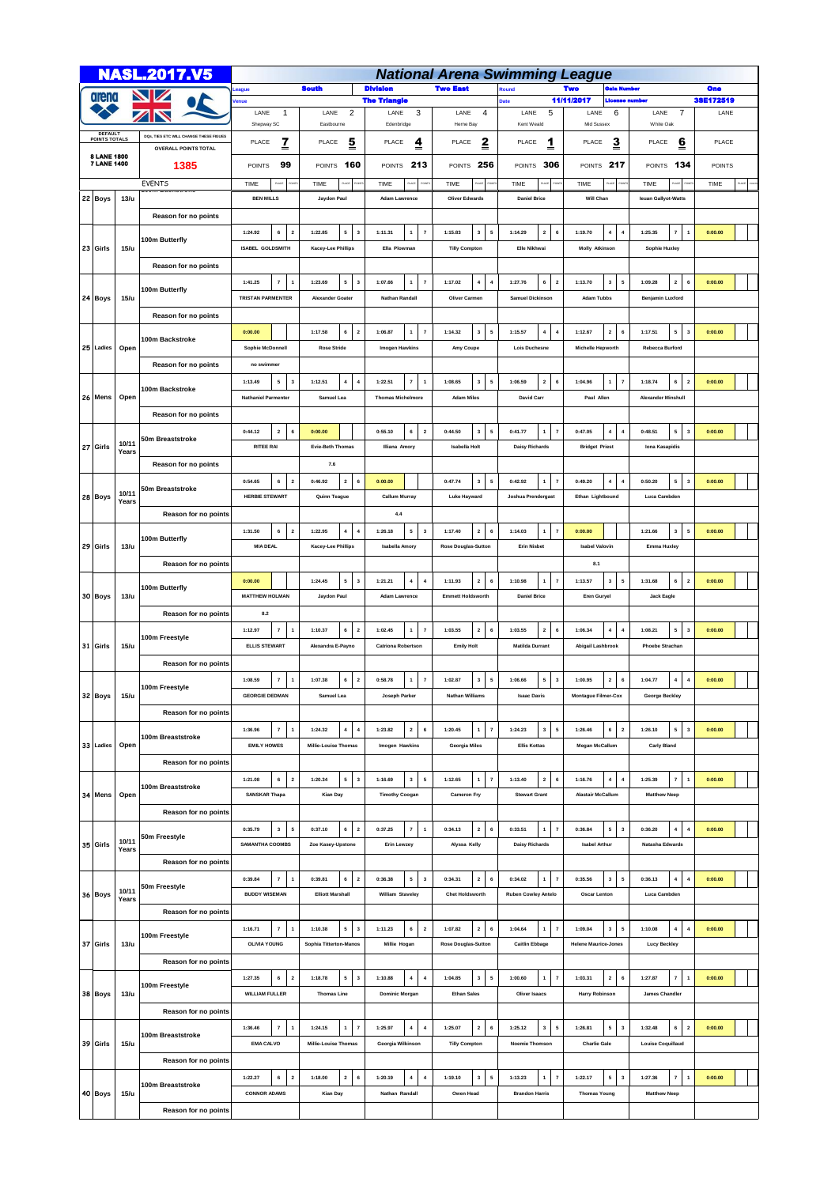# NASL.2017.V5

## National Arena Swimming League

| League | South | Division | The Triangle | Two East | Round | Two | Gala Number | One |
|---|---|---|---|---|---|---|---|---|
| Venue | | | | | Date | 11/11/2017 | License number | 3SE172519 |

**DEFAULT POINTS TOTALS**
8 LANE 1800
7 LANE 1400

DQs, TIES ETC WILL CHANGE THESE FIGURES

**OVERALL POINTS TOTAL**
**1385**

| | | | | LANE 1 | | | LANE 2 | | | LANE 3 | | | LANE 4 | | | LANE 5 | | | LANE 6 | | | LANE 7 | | | LANE | | |
|---|---|---|---|---|---|---|---|---|---|---|---|---|---|---|---|---|---|---|---|---|---|---|---|---|---|---|---|
| | | | | Shepway SC | | | Eastbourne | | | Edenbridge | | | Herne Bay | | | Kent Weald | | | Mid Sussex | | | White Oak | | | | | |
| | | | PLACE | 7 | | | 5 | | | 4 | | | 2 | | | 1 | | | 3 | | | 6 | | | | | |
| | | | POINTS | 99 | | | 160 | | | 213 | | | 256 | | | 306 | | | 217 | | | 134 | | | | | |
| | | | EVENTS | TIME | PLACE | POINTS | TIME | PLACE | POINTS | TIME | PLACE | POINTS | TIME | PLACE | POINTS | TIME | PLACE | POINTS | TIME | PLACE | POINTS | TIME | PLACE | POINTS | TIME | PLACE | POINTS |
| 22 | Boys | 13/u | | BEN MILLS | | | Jaydon Paul | | | Adam Lawrence | | | Oliver Edwards | | | Daniel Brice | | | Will Chan | | | Ieuan Gallyot-Watts | | | | | |
| | | | Reason for no points | | | | | | | | | | | | | | | | | | | | | | | | |
| 23 | Girls | 15/u | 100m Butterfly | 1:24.92 | 6 | 2 | 1:22.85 | 5 | 3 | 1:11.31 | 1 | 7 | 1:15.83 | 3 | 5 | 1:14.29 | 2 | 6 | 1:19.70 | 4 | 4 | 1:25.35 | 7 | 1 | 0:00.00 | | |
| | | | | ISABEL GOLDSMITH | | | Kacey-Lee Phillips | | | Ella Plowman | | | Tilly Compton | | | Elle Nikhwai | | | Molly Atkinson | | | Sophie Huxley | | | | | |
| | | | Reason for no points | | | | | | | | | | | | | | | | | | | | | | | | |
| 24 | Boys | 15/u | 100m Butterfly | 1:41.25 | 7 | 1 | 1:23.69 | 5 | 3 | 1:07.66 | 1 | 7 | 1:17.02 | 4 | 4 | 1:27.76 | 6 | 2 | 1:13.70 | 3 | 5 | 1:09.28 | 2 | 6 | 0:00.00 | | |
| | | | | TRISTAN PARMENTER | | | Alexander Goater | | | Nathan Randall | | | Oliver Carmen | | | Samuel Dickinson | | | Adam Tubbs | | | Benjamin Luxford | | | | | |
| | | | Reason for no points | | | | | | | | | | | | | | | | | | | | | | | | |
| 25 | Ladies | Open | 100m Backstroke | 0:00.00 | | | 1:17.58 | 6 | 2 | 1:06.87 | 1 | 7 | 1:14.32 | 3 | 5 | 1:15.57 | 4 | 4 | 1:12.67 | 2 | 6 | 1:17.51 | 5 | 3 | 0:00.00 | | |
| | | | | Sophie McDonnell | | | Rose Stride | | | Imogen Hawkins | | | Amy Coupe | | | Lois Duchesne | | | Michelle Hepworth | | | Rebecca Burford | | | | | |
| | | | Reason for no points | no swimmer | | | | | | | | | | | | | | | | | | | | | | | |
| 26 | Mens | Open | 100m Backstroke | 1:13.49 | 5 | 3 | 1:12.51 | 4 | 4 | 1:22.51 | 7 | 1 | 1:08.65 | 3 | 5 | 1:06.59 | 2 | 6 | 1:04.96 | 1 | 7 | 1:18.74 | 6 | 2 | 0:00.00 | | |
| | | | | Nathaniel Parmenter | | | Samuel Lea | | | Thomas Michelmore | | | Adam Miles | | | David Carr | | | Paul Allen | | | Alexander Minshull | | | | | |
| | | | Reason for no points | | | | | | | | | | | | | | | | | | | | | | | | |
| 27 | Girls | 10/11 Years | 50m Breaststroke | 0:44.12 | 2 | 6 | 0:00.00 | | | 0:55.10 | 6 | 2 | 0:44.50 | 3 | 5 | 0:41.77 | 1 | 7 | 0:47.05 | 4 | 4 | 0:48.51 | 5 | 3 | 0:00.00 | | |
| | | | | RITEE RAI | | | Evie-Beth Thomas | | | Illiana Amory | | | Isabella Holt | | | Daisy Richards | | | Bridget Priest | | | Iona Kasapidis | | | | | |
| | | | Reason for no points | | | | 7.6 | | | | | | | | | | | | | | | | | | | | |
| 28 | Boys | 10/11 Years | 50m Breaststroke | 0:54.65 | 6 | 2 | 0:46.92 | 2 | 6 | 0:00.00 | | | 0:47.74 | 3 | 5 | 0:42.92 | 1 | 7 | 0:49.20 | 4 | 4 | 0:50.20 | 5 | 3 | 0:00.00 | | |
| | | | | HERBIE STEWART | | | Quinn Teague | | | Callum Murray | | | Luke Hayward | | | Joshua Prendergast | | | Ethan Lightbound | | | Luca Cambden | | | | | |
| | | | Reason for no points | | | | | | | 4.4 | | | | | | | | | | | | | | | | | |
| 29 | Girls | 13/u | 100m Butterfly | 1:31.50 | 6 | 2 | 1:22.95 | 4 | 4 | 1:26.18 | 5 | 3 | 1:17.40 | 2 | 6 | 1:14.03 | 1 | 7 | 0:00.00 | | | 1:21.66 | 3 | 5 | 0:00.00 | | |
| | | | | MIA DEAL | | | Kacey-Lee Phillips | | | Isabella Amory | | | Rose Douglas-Sutton | | | Erin Nisbet | | | Isabel Valovin | | | Emma Huxley | | | | | |
| | | | Reason for no points | | | | | | | | | | | | | | | | 8.1 | | | | | | | | |
| 30 | Boys | 13/u | 100m Butterfly | 0:00.00 | | | 1:24.45 | 5 | 3 | 1:21.21 | 4 | 4 | 1:11.93 | 2 | 6 | 1:10.98 | 1 | 7 | 1:13.57 | 3 | 5 | 1:31.68 | 6 | 2 | 0:00.00 | | |
| | | | | MATTHEW HOLMAN | | | Jaydon Paul | | | Adam Lawrence | | | Emmett Holdsworth | | | Daniel Brice | | | Eren Guryel | | | Jack Eagle | | | | | |
| | | | Reason for no points | 8.2 | | | | | | | | | | | | | | | | | | | | | | | |
| 31 | Girls | 15/u | 100m Freestyle | 1:12.97 | 7 | 1 | 1:10.37 | 6 | 2 | 1:02.45 | 1 | 7 | 1:03.55 | 2 | 6 | 1:03.55 | 2 | 6 | 1:06.34 | 4 | 4 | 1:08.21 | 5 | 3 | 0:00.00 | | |
| | | | | ELLIS STEWART | | | Alexandra E-Payno | | | Catriona Robertson | | | Emily Holt | | | Matilda Durrant | | | Abigail Lashbrook | | | Phoebe Strachan | | | | | |
| | | | Reason for no points | | | | | | | | | | | | | | | | | | | | | | | | |
| 32 | Boys | 15/u | 100m Freestyle | 1:08.59 | 7 | 1 | 1:07.38 | 6 | 2 | 0:58.78 | 1 | 7 | 1:02.87 | 3 | 5 | 1:06.66 | 5 | 3 | 1:00.95 | 2 | 6 | 1:04.77 | 4 | 4 | 0:00.00 | | |
| | | | | GEORGIE DEDMAN | | | Samuel Lea | | | Joseph Parker | | | Nathan Williams | | | Isaac Davis | | | Montague Filmer-Cox | | | George Beckley | | | | | |
| | | | Reason for no points | | | | | | | | | | | | | | | | | | | | | | | | |
| 33 | Ladies | Open | 100m Breaststroke | 1:36.96 | 7 | 1 | 1:24.32 | 4 | 4 | 1:23.82 | 2 | 6 | 1:20.45 | 1 | 7 | 1:24.23 | 3 | 5 | 1:26.46 | 6 | 2 | 1:26.10 | 5 | 3 | 0:00.00 | | |
| | | | | EMILY HOWES | | | Millie-Louise Thomas | | | Imogen Hawkins | | | Georgia Miles | | | Ellis Kottas | | | Megan McCallum | | | Carly Bland | | | | | |
| | | | Reason for no points | | | | | | | | | | | | | | | | | | | | | | | | |
| 34 | Mens | Open | 100m Breaststroke | 1:21.08 | 6 | 2 | 1:20.34 | 5 | 3 | 1:16.69 | 3 | 5 | 1:12.65 | 1 | 7 | 1:13.40 | 2 | 6 | 1:16.76 | 4 | 4 | 1:25.39 | 7 | 1 | 0:00.00 | | |
| | | | | SANSKAR Thapa | | | Kian Day | | | Timothy Coogan | | | Cameron Fry | | | Stewart Grant | | | Alastair McCallum | | | Matthew Neep | | | | | |
| | | | Reason for no points | | | | | | | | | | | | | | | | | | | | | | | | |
| 35 | Girls | 10/11 Years | 50m Freestyle | 0:35.79 | 3 | 5 | 0:37.10 | 6 | 2 | 0:37.25 | 7 | 1 | 0:34.13 | 2 | 6 | 0:33.51 | 1 | 7 | 0:36.84 | 5 | 3 | 0:36.20 | 4 | 4 | 0:00.00 | | |
| | | | | SAMANTHA COOMBS | | | Zoe Kasey-Upstone | | | Erin Lewzey | | | Alyssa Kelly | | | Daisy Richards | | | Isabel Arthur | | | Natasha Edwards | | | | | |
| | | | Reason for no points | | | | | | | | | | | | | | | | | | | | | | | | |
| 36 | Boys | 10/11 Years | 50m Freestyle | 0:39.84 | 7 | 1 | 0:39.81 | 6 | 2 | 0:36.38 | 5 | 3 | 0:34.31 | 2 | 6 | 0:34.02 | 1 | 7 | 0:35.56 | 3 | 5 | 0:36.13 | 4 | 4 | 0:00.00 | | |
| | | | | BUDDY WISEMAN | | | Elliott Marshall | | | William Staveley | | | Chet Holdsworth | | | Ruben Cowley Antelo | | | Oscar Lenton | | | Luca Cambden | | | | | |
| | | | Reason for no points | | | | | | | | | | | | | | | | | | | | | | | | |
| 37 | Girls | 13/u | 100m Freestyle | 1:16.71 | 7 | 1 | 1:10.38 | 5 | 3 | 1:11.23 | 6 | 2 | 1:07.82 | 2 | 6 | 1:04.64 | 1 | 7 | 1:09.04 | 3 | 5 | 1:10.08 | 4 | 4 | 0:00.00 | | |
| | | | | OLIVIA YOUNG | | | Sophia Titterton-Manos | | | Millie Hogan | | | Rose Douglas-Sutton | | | Caitlin Ebbage | | | Helene Maurice-Jones | | | Lucy Beckley | | | | | |
| | | | Reason for no points | | | | | | | | | | | | | | | | | | | | | | | | |
| 38 | Boys | 13/u | 100m Freestyle | 1:27.35 | 6 | 2 | 1:18.78 | 5 | 3 | 1:10.88 | 4 | 4 | 1:04.85 | 3 | 5 | 1:00.60 | 1 | 7 | 1:03.31 | 2 | 6 | 1:27.87 | 7 | 1 | 0:00.00 | | |
| | | | | WILLIAM FULLER | | | Thomas Line | | | Dominic Morgan | | | Ethan Sales | | | Oliver Isaacs | | | Harry Robinson | | | James Chandler | | | | | |
| | | | Reason for no points | | | | | | | | | | | | | | | | | | | | | | | | |
| 39 | Girls | 15/u | 100m Breaststroke | 1:36.46 | 7 | 1 | 1:24.15 | 1 | 7 | 1:25.97 | 4 | 4 | 1:25.07 | 2 | 6 | 1:25.12 | 3 | 5 | 1:26.81 | 5 | 3 | 1:32.48 | 6 | 2 | 0:00.00 | | |
| | | | | EMA CALVO | | | Millie-Louise Thomas | | | Georgia Wilkinson | | | Tilly Compton | | | Noemie Thomson | | | Charlie Gale | | | Louise Coquillaud | | | | | |
| | | | Reason for no points | | | | | | | | | | | | | | | | | | | | | | | | |
| 40 | Boys | 15/u | 100m Breaststroke | 1:22.27 | 6 | 2 | 1:18.00 | 2 | 6 | 1:20.19 | 4 | 4 | 1:19.10 | 3 | 5 | 1:13.23 | 1 | 7 | 1:22.17 | 5 | 3 | 1:27.36 | 7 | 1 | 0:00.00 | | |
| | | | | CONNOR ADAMS | | | Kian Day | | | Nathan Randall | | | Owen Head | | | Brandon Harris | | | Thomas Young | | | Matthew Neep | | | | | |
| | | | Reason for no points | | | | | | | | | | | | | | | | | | | | | | | | |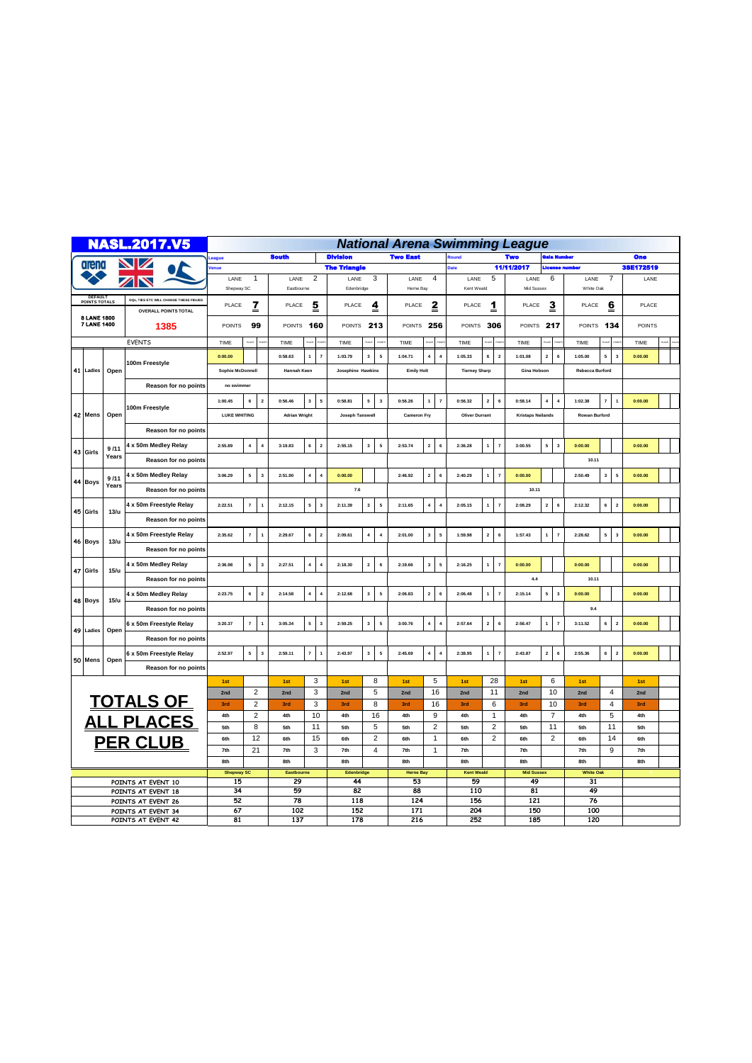# NASL.2017.V5

## National Arena Swimming League

| | | | | | | | | |
|---|---|---|---|---|---|---|---|---|
| League | South | Division | Two East | Round | Two | Gala Number | | One |
| Venue | | The Triangle | | Date | 11/11/2017 | License number | | 38E172519 |
| | LANE 1 | LANE 2 | LANE 3 | LANE 4 | LANE 5 | LANE 6 | LANE 7 | LANE |
| | Shepway SC | Eastbourne | Edenbridge | Herne Bay | Kent Weald | Mid Sussex | White Oak | |
| DEFAULT POINTS TOTALS / DQs, TIES ETC WILL CHANGE THESE FIGUES | PLACE 7 | PLACE 5 | PLACE 4 | PLACE 2 | PLACE 1 | PLACE 3 | PLACE 6 | PLACE |
| 8 LANE 1800 / 7 LANE 1400 — OVERALL POINTS TOTAL 1385 | POINTS 99 | POINTS 160 | POINTS 213 | POINTS 256 | POINTS 306 | POINTS 217 | POINTS 134 | POINTS |

| # | | | EVENTS | Lane 1 Time | Pl | Pts | Lane 2 Time | Pl | Pts | Lane 3 Time | Pl | Pts | Lane 4 Time | Pl | Pts | Lane 5 Time | Pl | Pts | Lane 6 Time | Pl | Pts | Lane 7 Time | Pl | Pts | Lane 8 Time | Pl | Pts |
|---|---|---|---|---|---|---|---|---|---|---|---|---|---|---|---|---|---|---|---|---|---|---|---|---|---|---|---|
| 41 | Ladies | Open | 100m Freestyle | 0:00.00 | | | 0:58.63 | 1 | 7 | 1:03.79 | 3 | 5 | 1:04.71 | 4 | 4 | 1:05.33 | 6 | 2 | 1:01.08 | 2 | 6 | 1:05.00 | 5 | 3 | 0:00.00 | | |
| | | | | Sophie McDonnell | | | Hannah Keen | | | Josephine Hawkins | | | Emily Holt | | | Tierney Sharp | | | Gina Hobson | | | Rebecca Burford | | | | | |
| | | | Reason for no points | no swimmer | | | | | | | | | | | | | | | | | | | | | | | |
| 42 | Mens | Open | 100m Freestyle | 1:00.45 | 6 | 2 | 0:56.46 | 3 | 5 | 0:58.81 | 5 | 3 | 0:56.26 | 1 | 7 | 0:56.32 | 2 | 6 | 0:58.14 | 4 | 4 | 1:02.38 | 7 | 1 | 0:00.00 | | |
| | | | | LUKE WHITING | | | Adrian Wright | | | Joseph Tanswell | | | Cameron Fry | | | Oliver Durrant | | | Kristaps Neilands | | | Rowan Burford | | | | | |
| | | | Reason for no points | | | | | | | | | | | | | | | | | | | | | | | | |
| 43 | Girls | 9/11 Years | 4 x 50m Medley Relay | 2:55.89 | 4 | 4 | 3:19.83 | 6 | 2 | 2:55.15 | 3 | 5 | 2:53.74 | 2 | 6 | 2:36.28 | 1 | 7 | 3:00.55 | 5 | 3 | 0:00.00 | | | 0:00.00 | | |
| | | | Reason for no points | | | | | | | | | | | | | | | | | | | 10.11 | | | | | |
| 44 | Boys | 9/11 Years | 4 x 50m Medley Relay | 3:06.29 | 5 | 3 | 2:51.90 | 4 | 4 | 0:00.00 | | | 2:46.92 | 2 | 6 | 2:40.29 | 1 | 7 | 0:00.00 | | | 2:50.49 | 3 | 5 | 0:00.00 | | |
| | | | Reason for no points | | | | | | | 7.6 | | | | | | | | | 10.11 | | | | | | | | |
| 45 | Girls | 13/u | 4 x 50m Freestyle Relay | 2:22.51 | 7 | 1 | 2:12.15 | 5 | 3 | 2:11.39 | 3 | 5 | 2:11.65 | 4 | 4 | 2:05.15 | 1 | 7 | 2:08.29 | 2 | 6 | 2:12.32 | 6 | 2 | 0:00.00 | | |
| | | | Reason for no points | | | | | | | | | | | | | | | | | | | | | | | | |
| 46 | Boys | 13/u | 4 x 50m Freestyle Relay | 2:35.62 | 7 | 1 | 2:29.67 | 6 | 2 | 2:09.61 | 4 | 4 | 2:01.00 | 3 | 5 | 1:59.98 | 2 | 6 | 1:57.43 | 1 | 7 | 2:28.62 | 5 | 3 | 0:00.00 | | |
| | | | Reason for no points | | | | | | | | | | | | | | | | | | | | | | | | |
| 47 | Girls | 15/u | 4 x 50m Medley Relay | 2:36.98 | 5 | 3 | 2:27.51 | 4 | 4 | 2:18.30 | 2 | 6 | 2:19.66 | 3 | 5 | 2:16.25 | 1 | 7 | 0:00.00 | | | 0:00.00 | | | 0:00.00 | | |
| | | | Reason for no points | | | | | | | | | | | | | | | | 4.4 | | | 10.11 | | | | | |
| 48 | Boys | 15/u | 4 x 50m Medley Relay | 2:23.75 | 6 | 2 | 2:14.58 | 4 | 4 | 2:12.68 | 3 | 5 | 2:06.83 | 2 | 6 | 2:06.48 | 1 | 7 | 2:15.14 | 5 | 3 | 0:00.00 | | | 0:00.00 | | |
| | | | Reason for no points | | | | | | | | | | | | | | | | | | | 9.4 | | | | | |
| 49 | Ladies | Open | 6 x 50m Freestyle Relay | 3:20.37 | 7 | 1 | 3:05.34 | 5 | 3 | 2:59.25 | 3 | 5 | 3:00.76 | 4 | 4 | 2:57.64 | 2 | 6 | 2:56.47 | 1 | 7 | 3:11.52 | 6 | 2 | 0:00.00 | | |
| | | | Reason for no points | | | | | | | | | | | | | | | | | | | | | | | | |
| 50 | Mens | Open | 6 x 50m Freestyle Relay | 2:52.97 | 5 | 3 | 2:59.11 | 7 | 1 | 2:43.97 | 3 | 5 | 2:45.69 | 4 | 4 | 2:38.95 | 1 | 7 | 2:43.87 | 2 | 6 | 2:55.36 | 6 | 2 | 0:00.00 | | |
| | | | Reason for no points | | | | | | | | | | | | | | | | | | | | | | | | |

## TOTALS OF ALL PLACES PER CLUB

| | Shepway SC | Eastbourne | Edenbridge | Herne Bay | Kent Weald | Mid Sussex | White Oak | |
|---|---|---|---|---|---|---|---|---|
| 1st | | 3 | 8 | 5 | 28 | 6 | | |
| 2nd | 2 | 3 | 5 | 16 | 11 | 10 | 4 | |
| 3rd | 2 | 3 | 8 | 16 | 6 | 10 | 4 | |
| 4th | 2 | 10 | 16 | 9 | 1 | 7 | 5 | |
| 5th | 8 | 11 | 5 | 2 | 2 | 11 | 11 | |
| 6th | 12 | 15 | 2 | 1 | 2 | 2 | 14 | |
| 7th | 21 | 3 | 4 | 1 | | | 9 | |
| 8th | | | | | | | | |

| | Shepway SC | Eastbourne | Edenbridge | Herne Bay | Kent Weald | Mid Sussex | White Oak | |
|---|---|---|---|---|---|---|---|---|
| POINTS AT EVENT 10 | 15 | 29 | 44 | 53 | 59 | 49 | 31 | |
| POINTS AT EVENT 18 | 34 | 59 | 82 | 88 | 110 | 81 | 49 | |
| POINTS AT EVENT 26 | 52 | 78 | 118 | 124 | 156 | 121 | 76 | |
| POINTS AT EVENT 34 | 67 | 102 | 152 | 171 | 204 | 150 | 100 | |
| POINTS AT EVENT 42 | 81 | 137 | 178 | 216 | 252 | 185 | 120 | |